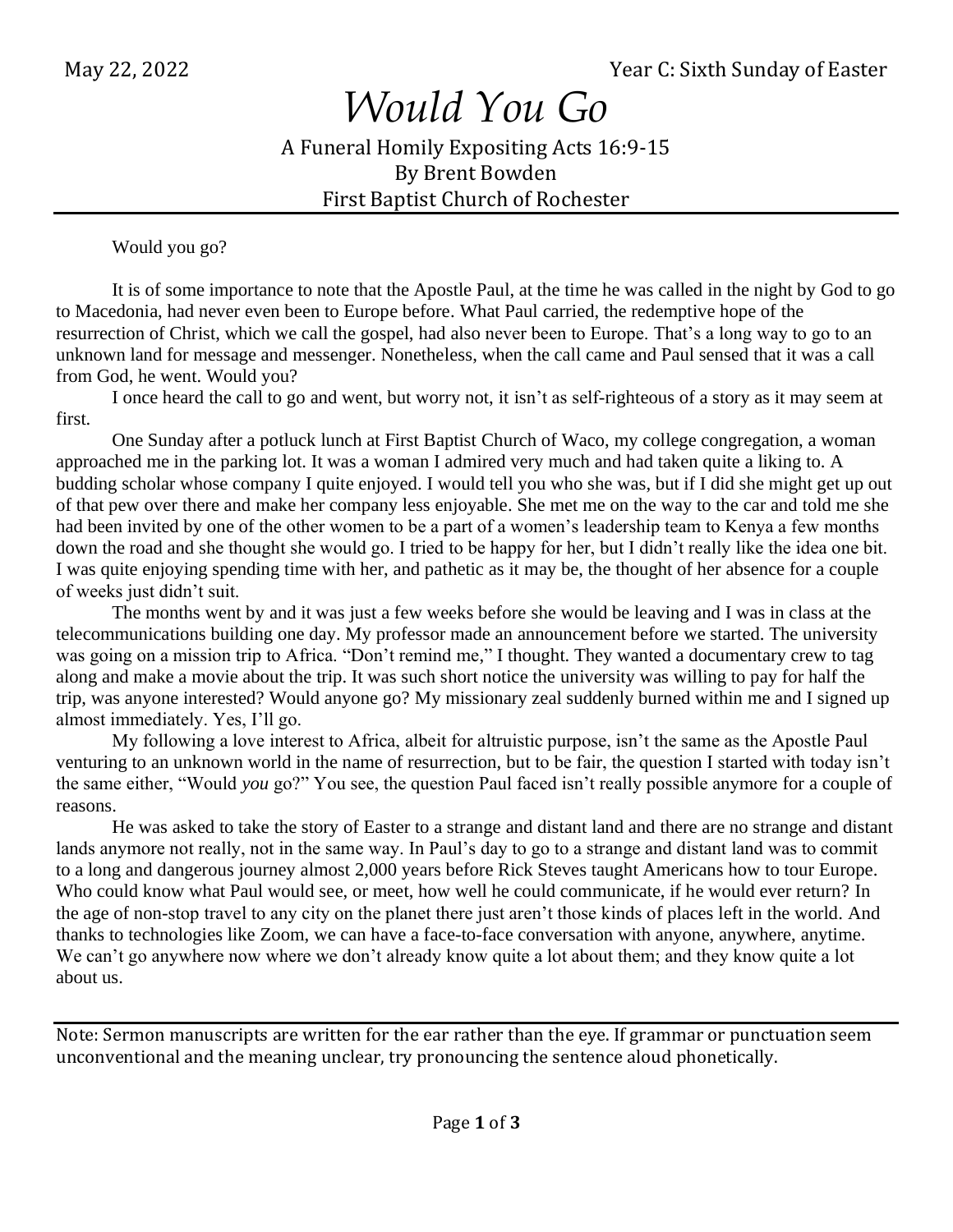May 22, 2022 Year C: Sixth Sunday of Easter

# *Would You Go*

A Funeral Homily Expositing Acts 16:9-15
By Brent Bowden
First Baptist Church of Rochester

---

Would you go?

It is of some importance to note that the Apostle Paul, at the time he was called in the night by God to go to Macedonia, had never even been to Europe before. What Paul carried, the redemptive hope of the resurrection of Christ, which we call the gospel, had also never been to Europe. That's a long way to go to an unknown land for message and messenger. Nonetheless, when the call came and Paul sensed that it was a call from God, he went. Would you?

I once heard the call to go and went, but worry not, it isn't as self-righteous of a story as it may seem at first.

One Sunday after a potluck lunch at First Baptist Church of Waco, my college congregation, a woman approached me in the parking lot. It was a woman I admired very much and had taken quite a liking to. A budding scholar whose company I quite enjoyed. I would tell you who she was, but if I did she might get up out of that pew over there and make her company less enjoyable. She met me on the way to the car and told me she had been invited by one of the other women to be a part of a women's leadership team to Kenya a few months down the road and she thought she would go. I tried to be happy for her, but I didn't really like the idea one bit. I was quite enjoying spending time with her, and pathetic as it may be, the thought of her absence for a couple of weeks just didn't suit.

The months went by and it was just a few weeks before she would be leaving and I was in class at the telecommunications building one day. My professor made an announcement before we started. The university was going on a mission trip to Africa. "Don't remind me," I thought. They wanted a documentary crew to tag along and make a movie about the trip. It was such short notice the university was willing to pay for half the trip, was anyone interested? Would anyone go? My missionary zeal suddenly burned within me and I signed up almost immediately. Yes, I'll go.

My following a love interest to Africa, albeit for altruistic purpose, isn't the same as the Apostle Paul venturing to an unknown world in the name of resurrection, but to be fair, the question I started with today isn't the same either, "Would *you* go?" You see, the question Paul faced isn't really possible anymore for a couple of reasons.

He was asked to take the story of Easter to a strange and distant land and there are no strange and distant lands anymore not really, not in the same way. In Paul's day to go to a strange and distant land was to commit to a long and dangerous journey almost 2,000 years before Rick Steves taught Americans how to tour Europe. Who could know what Paul would see, or meet, how well he could communicate, if he would ever return? In the age of non-stop travel to any city on the planet there just aren't those kinds of places left in the world. And thanks to technologies like Zoom, we can have a face-to-face conversation with anyone, anywhere, anytime. We can't go anywhere now where we don't already know quite a lot about them; and they know quite a lot about us.

---

Note: Sermon manuscripts are written for the ear rather than the eye. If grammar or punctuation seem unconventional and the meaning unclear, try pronouncing the sentence aloud phonetically.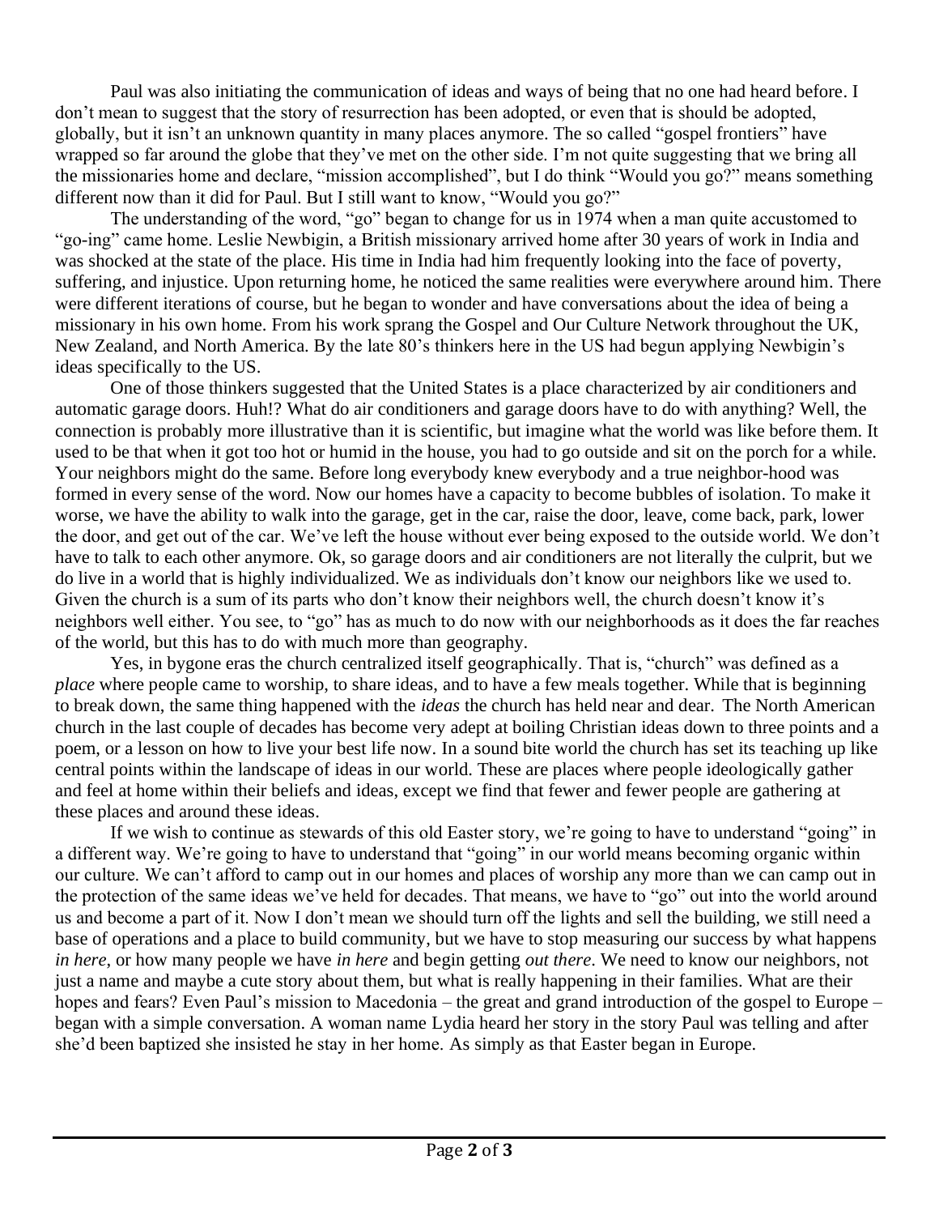Paul was also initiating the communication of ideas and ways of being that no one had heard before. I don't mean to suggest that the story of resurrection has been adopted, or even that is should be adopted, globally, but it isn't an unknown quantity in many places anymore. The so called "gospel frontiers" have wrapped so far around the globe that they've met on the other side. I'm not quite suggesting that we bring all the missionaries home and declare, "mission accomplished", but I do think "Would you go?" means something different now than it did for Paul. But I still want to know, "Would you go?"

The understanding of the word, "go" began to change for us in 1974 when a man quite accustomed to "go-ing" came home. Leslie Newbigin, a British missionary arrived home after 30 years of work in India and was shocked at the state of the place. His time in India had him frequently looking into the face of poverty, suffering, and injustice. Upon returning home, he noticed the same realities were everywhere around him. There were different iterations of course, but he began to wonder and have conversations about the idea of being a missionary in his own home. From his work sprang the Gospel and Our Culture Network throughout the UK, New Zealand, and North America. By the late 80's thinkers here in the US had begun applying Newbigin's ideas specifically to the US.

One of those thinkers suggested that the United States is a place characterized by air conditioners and automatic garage doors. Huh!? What do air conditioners and garage doors have to do with anything? Well, the connection is probably more illustrative than it is scientific, but imagine what the world was like before them. It used to be that when it got too hot or humid in the house, you had to go outside and sit on the porch for a while. Your neighbors might do the same. Before long everybody knew everybody and a true neighbor-hood was formed in every sense of the word. Now our homes have a capacity to become bubbles of isolation. To make it worse, we have the ability to walk into the garage, get in the car, raise the door, leave, come back, park, lower the door, and get out of the car. We've left the house without ever being exposed to the outside world. We don't have to talk to each other anymore. Ok, so garage doors and air conditioners are not literally the culprit, but we do live in a world that is highly individualized. We as individuals don't know our neighbors like we used to. Given the church is a sum of its parts who don't know their neighbors well, the church doesn't know it's neighbors well either. You see, to "go" has as much to do now with our neighborhoods as it does the far reaches of the world, but this has to do with much more than geography.

Yes, in bygone eras the church centralized itself geographically. That is, "church" was defined as a *place* where people came to worship, to share ideas, and to have a few meals together. While that is beginning to break down, the same thing happened with the *ideas* the church has held near and dear. The North American church in the last couple of decades has become very adept at boiling Christian ideas down to three points and a poem, or a lesson on how to live your best life now. In a sound bite world the church has set its teaching up like central points within the landscape of ideas in our world. These are places where people ideologically gather and feel at home within their beliefs and ideas, except we find that fewer and fewer people are gathering at these places and around these ideas.

If we wish to continue as stewards of this old Easter story, we're going to have to understand "going" in a different way. We're going to have to understand that "going" in our world means becoming organic within our culture. We can't afford to camp out in our homes and places of worship any more than we can camp out in the protection of the same ideas we've held for decades. That means, we have to "go" out into the world around us and become a part of it. Now I don't mean we should turn off the lights and sell the building, we still need a base of operations and a place to build community, but we have to stop measuring our success by what happens *in here*, or how many people we have *in here* and begin getting *out there*. We need to know our neighbors, not just a name and maybe a cute story about them, but what is really happening in their families. What are their hopes and fears? Even Paul's mission to Macedonia – the great and grand introduction of the gospel to Europe – began with a simple conversation. A woman name Lydia heard her story in the story Paul was telling and after she'd been baptized she insisted he stay in her home. As simply as that Easter began in Europe.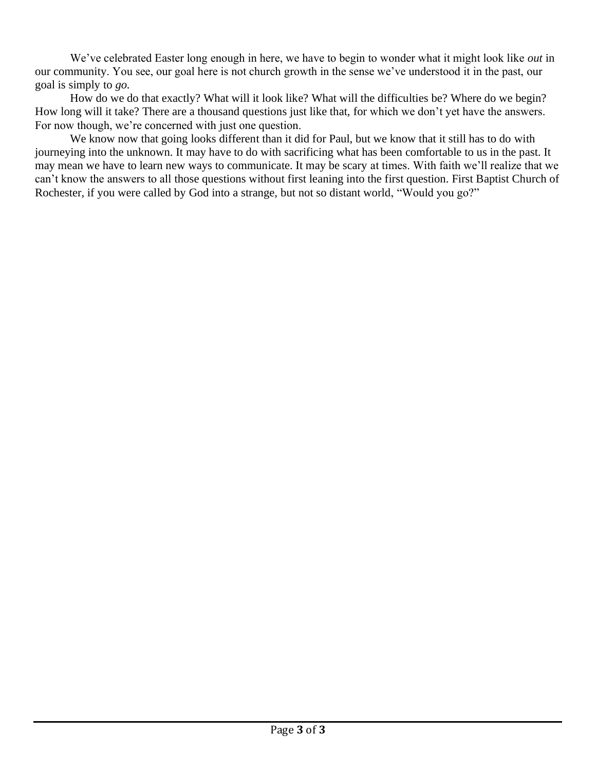We've celebrated Easter long enough in here, we have to begin to wonder what it might look like *out* in our community. You see, our goal here is not church growth in the sense we've understood it in the past, our goal is simply to *go.*

How do we do that exactly? What will it look like? What will the difficulties be? Where do we begin? How long will it take? There are a thousand questions just like that, for which we don't yet have the answers. For now though, we're concerned with just one question.

We know now that going looks different than it did for Paul, but we know that it still has to do with journeying into the unknown. It may have to do with sacrificing what has been comfortable to us in the past. It may mean we have to learn new ways to communicate. It may be scary at times. With faith we'll realize that we can't know the answers to all those questions without first leaning into the first question. First Baptist Church of Rochester, if you were called by God into a strange, but not so distant world, "Would you go?"